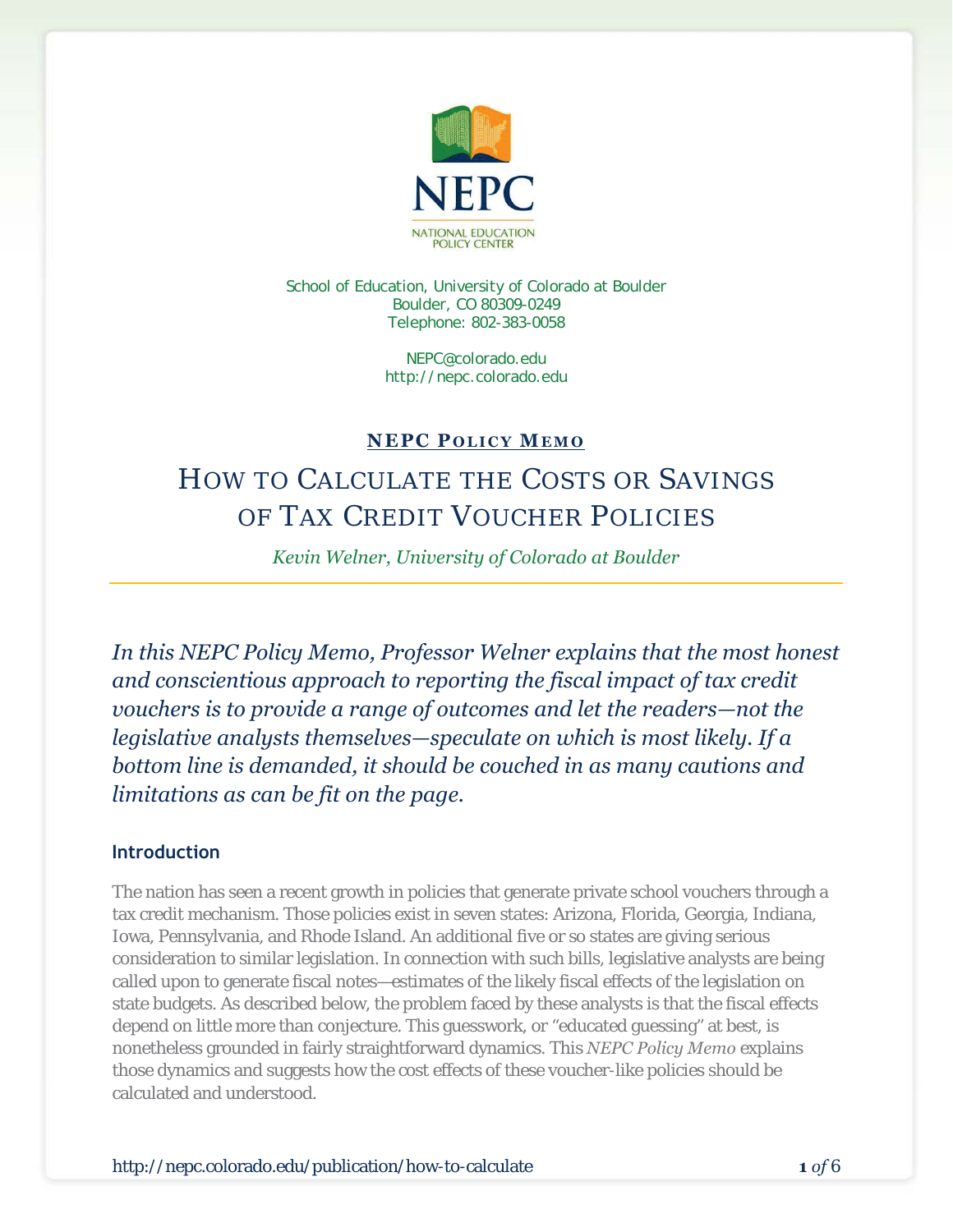NEPC

NATIONAL EDUCATION POLICY CENTER

School of Education, University of Colorado at Boulder
Boulder, CO 80309-0249
Telephone: 802-383-0058

NEPC@colorado.edu
http://nepc.colorado.edu

**NEPC POLICY MEMO**

# HOW TO CALCULATE THE COSTS OR SAVINGS OF TAX CREDIT VOUCHER POLICIES

*Kevin Welner, University of Colorado at Boulder*

---

*In this NEPC Policy Memo, Professor Welner explains that the most honest and conscientious approach to reporting the fiscal impact of tax credit vouchers is to provide a range of outcomes and let the readers—not the legislative analysts themselves—speculate on which is most likely. If a bottom line is demanded, it should be couched in as many cautions and limitations as can be fit on the page.*

## Introduction

The nation has seen a recent growth in policies that generate private school vouchers through a tax credit mechanism. Those policies exist in seven states: Arizona, Florida, Georgia, Indiana, Iowa, Pennsylvania, and Rhode Island. An additional five or so states are giving serious consideration to similar legislation. In connection with such bills, legislative analysts are being called upon to generate fiscal notes—estimates of the likely fiscal effects of the legislation on state budgets. As described below, the problem faced by these analysts is that the fiscal effects depend on little more than conjecture. This guesswork, or "educated guessing" at best, is nonetheless grounded in fairly straightforward dynamics. This *NEPC Policy Memo* explains those dynamics and suggests how the cost effects of these voucher-like policies should be calculated and understood.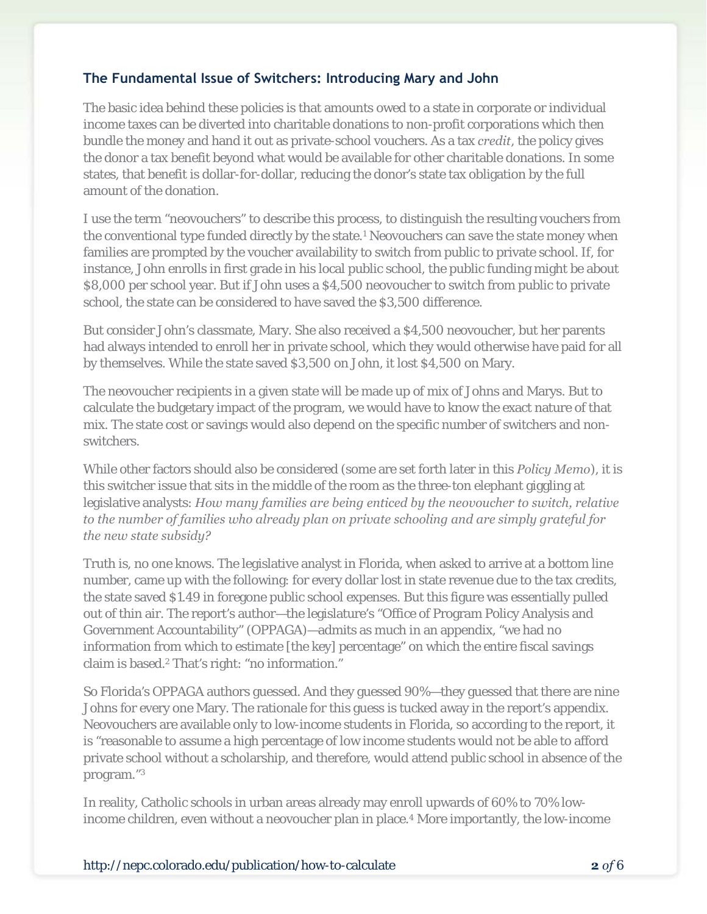### The Fundamental Issue of Switchers: Introducing Mary and John

The basic idea behind these policies is that amounts owed to a state in corporate or individual income taxes can be diverted into charitable donations to non-profit corporations which then bundle the money and hand it out as private-school vouchers. As a tax *credit*, the policy gives the donor a tax benefit beyond what would be available for other charitable donations. In some states, that benefit is dollar-for-dollar, reducing the donor's state tax obligation by the full amount of the donation.

I use the term "neovouchers" to describe this process, to distinguish the resulting vouchers from the conventional type funded directly by the state.[1] Neovouchers can save the state money when families are prompted by the voucher availability to switch from public to private school. If, for instance, John enrolls in first grade in his local public school, the public funding might be about $8,000 per school year. But if John uses a $4,500 neovoucher to switch from public to private school, the state can be considered to have saved the $3,500 difference.

But consider John's classmate, Mary. She also received a $4,500 neovoucher, but her parents had always intended to enroll her in private school, which they would otherwise have paid for all by themselves. While the state saved $3,500 on John, it lost $4,500 on Mary.

The neovoucher recipients in a given state will be made up of mix of Johns and Marys. But to calculate the budgetary impact of the program, we would have to know the exact nature of that mix. The state cost or savings would also depend on the specific number of switchers and non-switchers.

While other factors should also be considered (some are set forth later in this *Policy Memo*), it is this switcher issue that sits in the middle of the room as the three-ton elephant giggling at legislative analysts: *How many families are being enticed by the neovoucher to switch, relative to the number of families who already plan on private schooling and are simply grateful for the new state subsidy?*

Truth is, no one knows. The legislative analyst in Florida, when asked to arrive at a bottom line number, came up with the following: for every dollar lost in state revenue due to the tax credits, the state saved $1.49 in foregone public school expenses. But this figure was essentially pulled out of thin air. The report's author—the legislature's "Office of Program Policy Analysis and Government Accountability" (OPPAGA)—admits as much in an appendix, "we had no information from which to estimate [the key] percentage" on which the entire fiscal savings claim is based.[2] That's right: "no information."

So Florida's OPPAGA authors guessed. And they guessed 90%—they guessed that there are nine Johns for every one Mary. The rationale for this guess is tucked away in the report's appendix. Neovouchers are available only to low-income students in Florida, so according to the report, it is "reasonable to assume a high percentage of low income students would not be able to afford private school without a scholarship, and therefore, would attend public school in absence of the program."[3]

In reality, Catholic schools in urban areas already may enroll upwards of 60% to 70% low-income children, even without a neovoucher plan in place.[4] More importantly, the low-income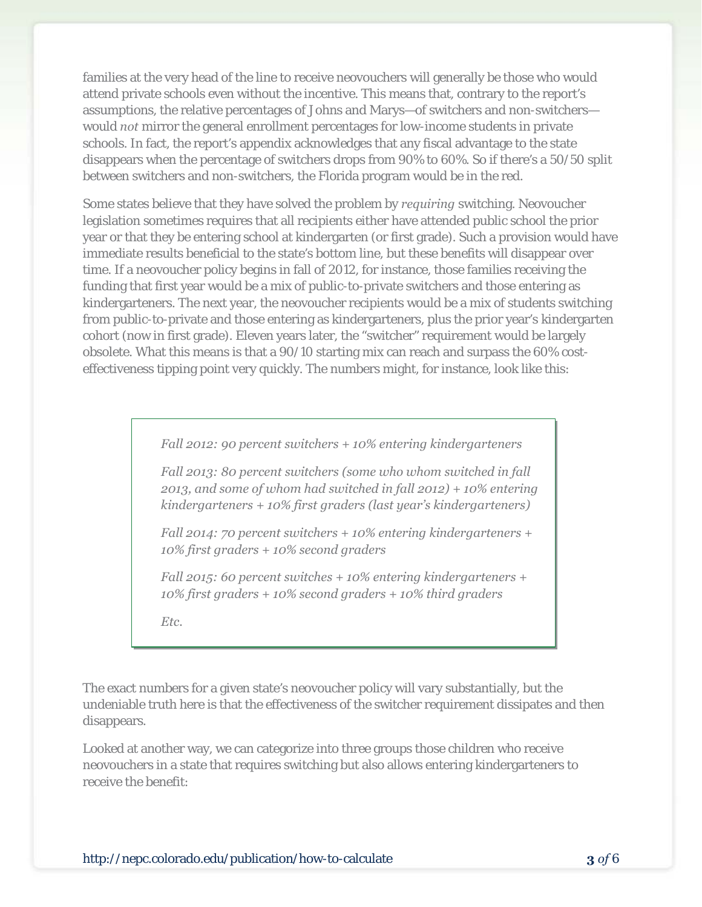families at the very head of the line to receive neovouchers will generally be those who would attend private schools even without the incentive. This means that, contrary to the report's assumptions, the relative percentages of Johns and Marys—of switchers and non-switchers—would *not* mirror the general enrollment percentages for low-income students in private schools. In fact, the report's appendix acknowledges that any fiscal advantage to the state disappears when the percentage of switchers drops from 90% to 60%. So if there's a 50/50 split between switchers and non-switchers, the Florida program would be in the red.

Some states believe that they have solved the problem by *requiring* switching. Neovoucher legislation sometimes requires that all recipients either have attended public school the prior year or that they be entering school at kindergarten (or first grade). Such a provision would have immediate results beneficial to the state's bottom line, but these benefits will disappear over time. If a neovoucher policy begins in fall of 2012, for instance, those families receiving the funding that first year would be a mix of public-to-private switchers and those entering as kindergarteners. The next year, the neovoucher recipients would be a mix of students switching from public-to-private and those entering as kindergarteners, plus the prior year's kindergarten cohort (now in first grade). Eleven years later, the "switcher" requirement would be largely obsolete. What this means is that a 90/10 starting mix can reach and surpass the 60% cost-effectiveness tipping point very quickly. The numbers might, for instance, look like this:

> *Fall 2012: 90 percent switchers + 10% entering kindergarteners*
>
> *Fall 2013: 80 percent switchers (some who whom switched in fall 2013, and some of whom had switched in fall 2012) + 10% entering kindergarteners + 10% first graders (last year's kindergarteners)*
>
> *Fall 2014: 70 percent switchers + 10% entering kindergarteners + 10% first graders + 10% second graders*
>
> *Fall 2015: 60 percent switches + 10% entering kindergarteners + 10% first graders + 10% second graders + 10% third graders*
>
> *Etc.*

The exact numbers for a given state's neovoucher policy will vary substantially, but the undeniable truth here is that the effectiveness of the switcher requirement dissipates and then disappears.

Looked at another way, we can categorize into three groups those children who receive neovouchers in a state that requires switching but also allows entering kindergarteners to receive the benefit: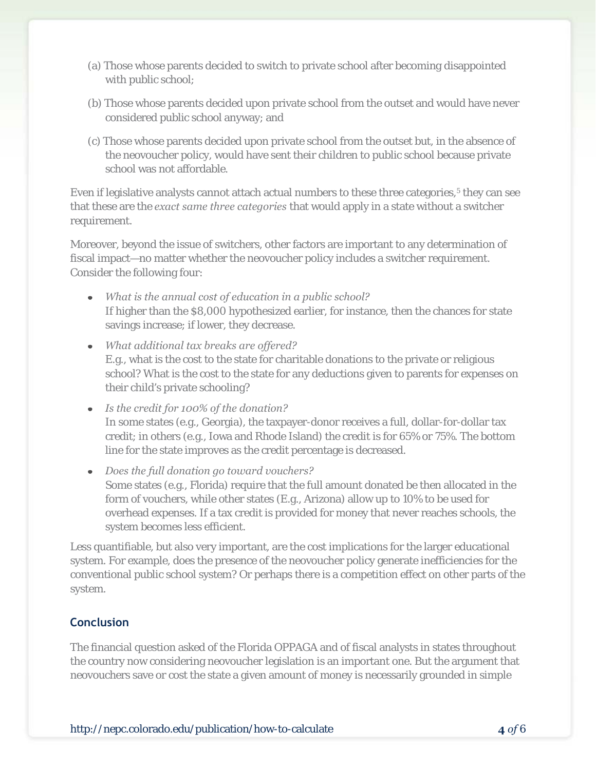(a) Those whose parents decided to switch to private school after becoming disappointed with public school;

(b) Those whose parents decided upon private school from the outset and would have never considered public school anyway; and

(c) Those whose parents decided upon private school from the outset but, in the absence of the neovoucher policy, would have sent their children to public school because private school was not affordable.

Even if legislative analysts cannot attach actual numbers to these three categories,[5] they can see that these are the *exact same three categories* that would apply in a state without a switcher requirement.

Moreover, beyond the issue of switchers, other factors are important to any determination of fiscal impact—no matter whether the neovoucher policy includes a switcher requirement. Consider the following four:

- *What is the annual cost of education in a public school?*
  If higher than the $8,000 hypothesized earlier, for instance, then the chances for state savings increase; if lower, they decrease.
- *What additional tax breaks are offered?*
  E.g., what is the cost to the state for charitable donations to the private or religious school? What is the cost to the state for any deductions given to parents for expenses on their child's private schooling?
- *Is the credit for 100% of the donation?*
  In some states (e.g., Georgia), the taxpayer-donor receives a full, dollar-for-dollar tax credit; in others (e.g., Iowa and Rhode Island) the credit is for 65% or 75%. The bottom line for the state improves as the credit percentage is decreased.
- *Does the full donation go toward vouchers?*
  Some states (e.g., Florida) require that the full amount donated be then allocated in the form of vouchers, while other states (E.g., Arizona) allow up to 10% to be used for overhead expenses. If a tax credit is provided for money that never reaches schools, the system becomes less efficient.

Less quantifiable, but also very important, are the cost implications for the larger educational system. For example, does the presence of the neovoucher policy generate inefficiencies for the conventional public school system? Or perhaps there is a competition effect on other parts of the system.

## Conclusion

The financial question asked of the Florida OPPAGA and of fiscal analysts in states throughout the country now considering neovoucher legislation is an important one. But the argument that neovouchers save or cost the state a given amount of money is necessarily grounded in simple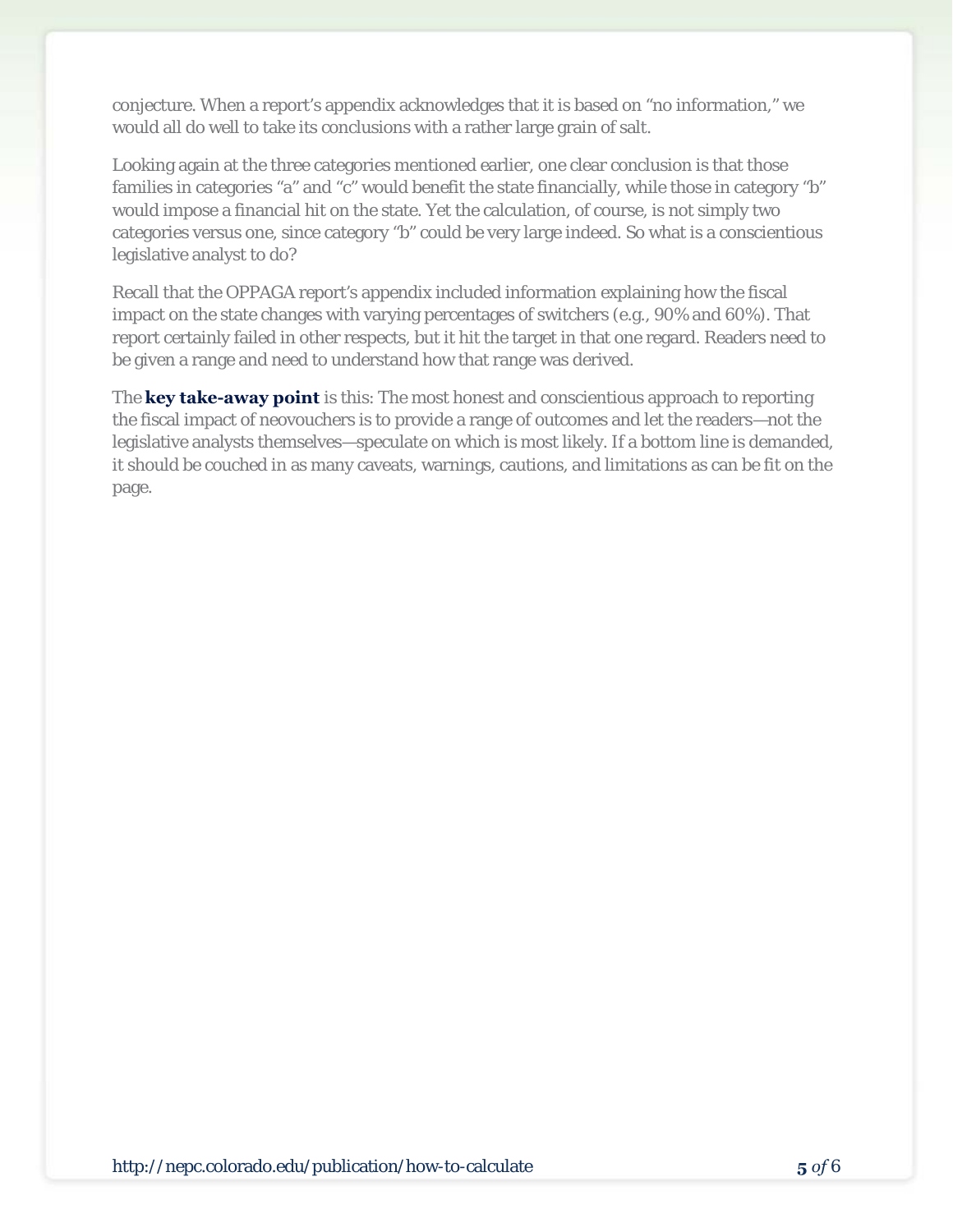conjecture. When a report's appendix acknowledges that it is based on "no information," we would all do well to take its conclusions with a rather large grain of salt.

Looking again at the three categories mentioned earlier, one clear conclusion is that those families in categories "a" and "c" would benefit the state financially, while those in category "b" would impose a financial hit on the state. Yet the calculation, of course, is not simply two categories versus one, since category "b" could be very large indeed. So what is a conscientious legislative analyst to do?

Recall that the OPPAGA report's appendix included information explaining how the fiscal impact on the state changes with varying percentages of switchers (e.g., 90% and 60%). That report certainly failed in other respects, but it hit the target in that one regard. Readers need to be given a range and need to understand how that range was derived.

The **key take-away point** is this: The most honest and conscientious approach to reporting the fiscal impact of neovouchers is to provide a range of outcomes and let the readers—not the legislative analysts themselves—speculate on which is most likely. If a bottom line is demanded, it should be couched in as many caveats, warnings, cautions, and limitations as can be fit on the page.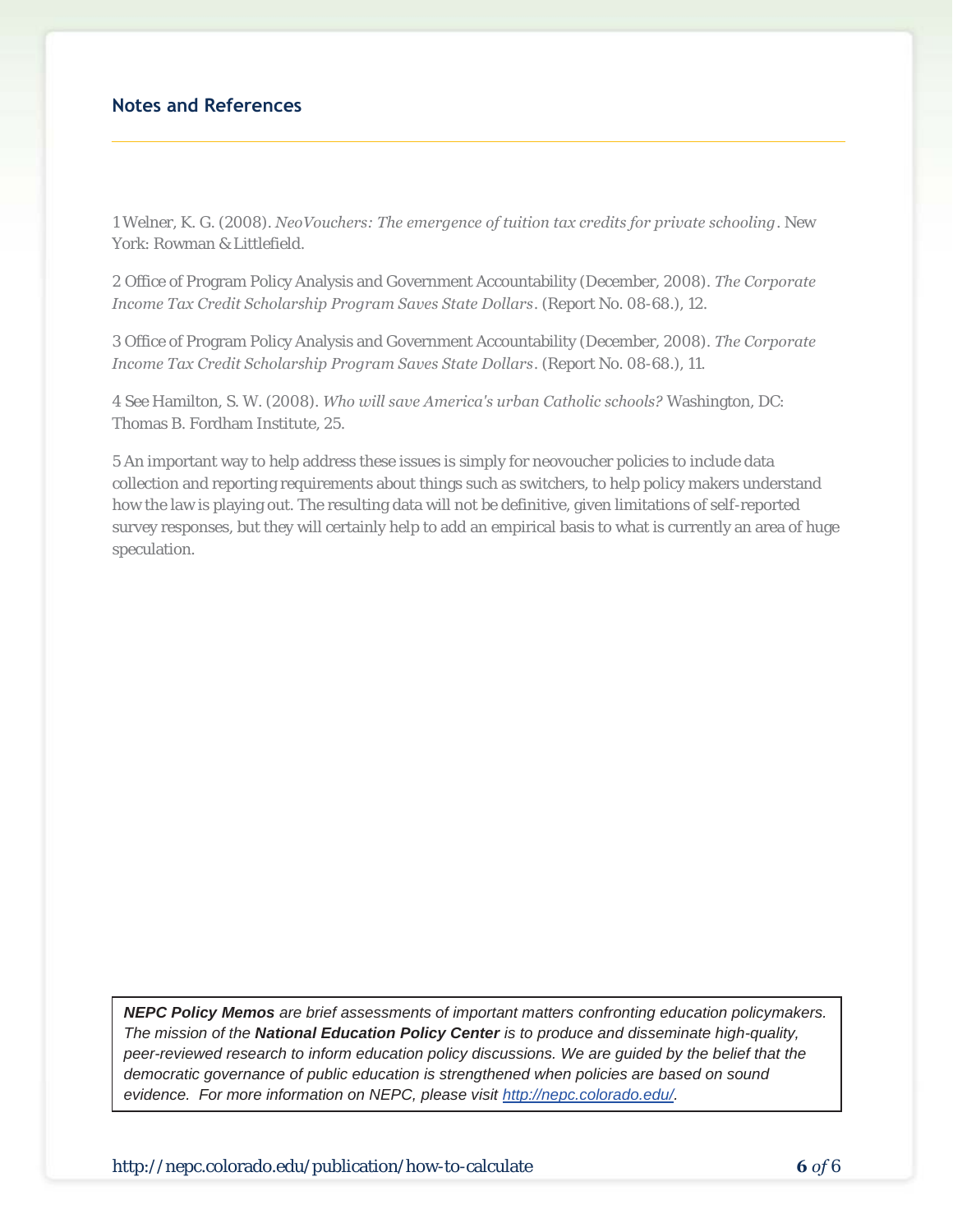## Notes and References

1 Welner, K. G. (2008). *NeoVouchers: The emergence of tuition tax credits for private schooling*. New York: Rowman & Littlefield.

2 Office of Program Policy Analysis and Government Accountability (December, 2008). *The Corporate Income Tax Credit Scholarship Program Saves State Dollars*. (Report No. 08-68.), 12.

3 Office of Program Policy Analysis and Government Accountability (December, 2008). *The Corporate Income Tax Credit Scholarship Program Saves State Dollars*. (Report No. 08-68.), 11.

4 See Hamilton, S. W. (2008). *Who will save America's urban Catholic schools?* Washington, DC: Thomas B. Fordham Institute, 25.

5 An important way to help address these issues is simply for neovoucher policies to include data collection and reporting requirements about things such as switchers, to help policy makers understand how the law is playing out. The resulting data will not be definitive, given limitations of self-reported survey responses, but they will certainly help to add an empirical basis to what is currently an area of huge speculation.

*__NEPC Policy Memos__ are brief assessments of important matters confronting education policymakers. The mission of the __National Education Policy Center__ is to produce and disseminate high-quality, peer-reviewed research to inform education policy discussions. We are guided by the belief that the democratic governance of public education is strengthened when policies are based on sound evidence. For more information on NEPC, please visit [http://nepc.colorado.edu/](http://nepc.colorado.edu/).*